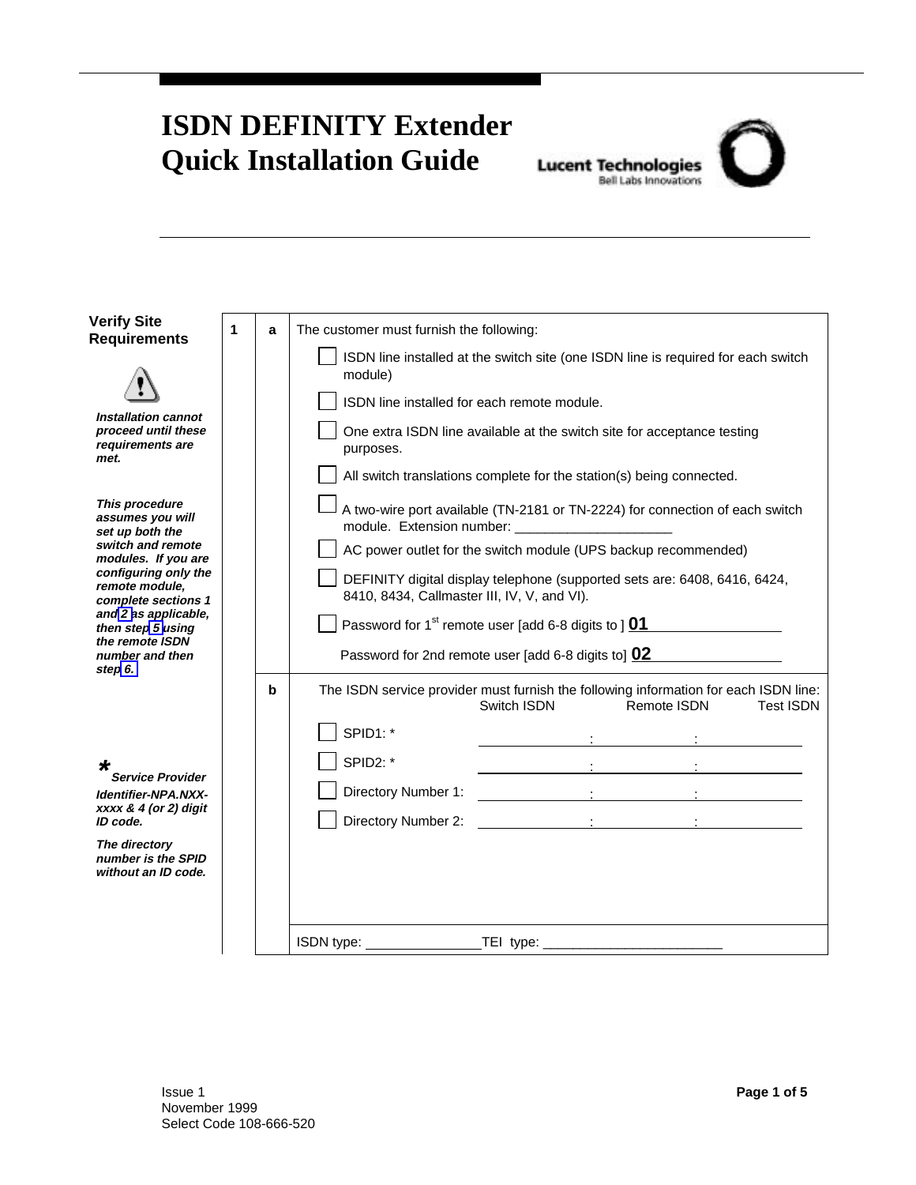# ISDN DEFINITY Extender Quick Installation Guide

Lucent Technologies
Bell Labs Innovations

## Verify Site Requirements

*Installation cannot proceed until these requirements are met.*

*This procedure assumes you will set up both the switch and remote modules. If you are configuring only the remote module, complete sections 1 and 2 as applicable, then step 5 using the remote ISDN number and then step 6.*

**1** **a** The customer must furnish the following:

- [ ] ISDN line installed at the switch site (one ISDN line is required for each switch module)
- [ ] ISDN line installed for each remote module.
- [ ] One extra ISDN line available at the switch site for acceptance testing purposes.
- [ ] All switch translations complete for the station(s) being connected.
- [ ] A two-wire port available (TN-2181 or TN-2224) for connection of each switch module. Extension number: ____________________
- [ ] AC power outlet for the switch module (UPS backup recommended)
- [ ] DEFINITY digital display telephone (supported sets are: 6408, 6416, 6424, 8410, 8434, Callmaster III, IV, V, and VI).
- [ ] Password for 1st remote user [add 6-8 digits to ] **01** ________________

Password for 2nd remote user [add 6-8 digits to] **02** ________________

**b** The ISDN service provider must furnish the following information for each ISDN line:

| | Switch ISDN | Remote ISDN | Test ISDN |
|---|---|---|---|
| [ ] SPID1: * | | | |
| [ ] SPID2: * | | | |
| [ ] Directory Number 1: | | | |
| [ ] Directory Number 2: | | | |

ISDN type: ______________ TEI type: ______________________

*** *Service Provider Identifier-NPA.NXX-xxxx & 4 (or 2) digit ID code.***

***The directory number is the SPID without an ID code.***

Issue 1
November 1999
Select Code 108-666-520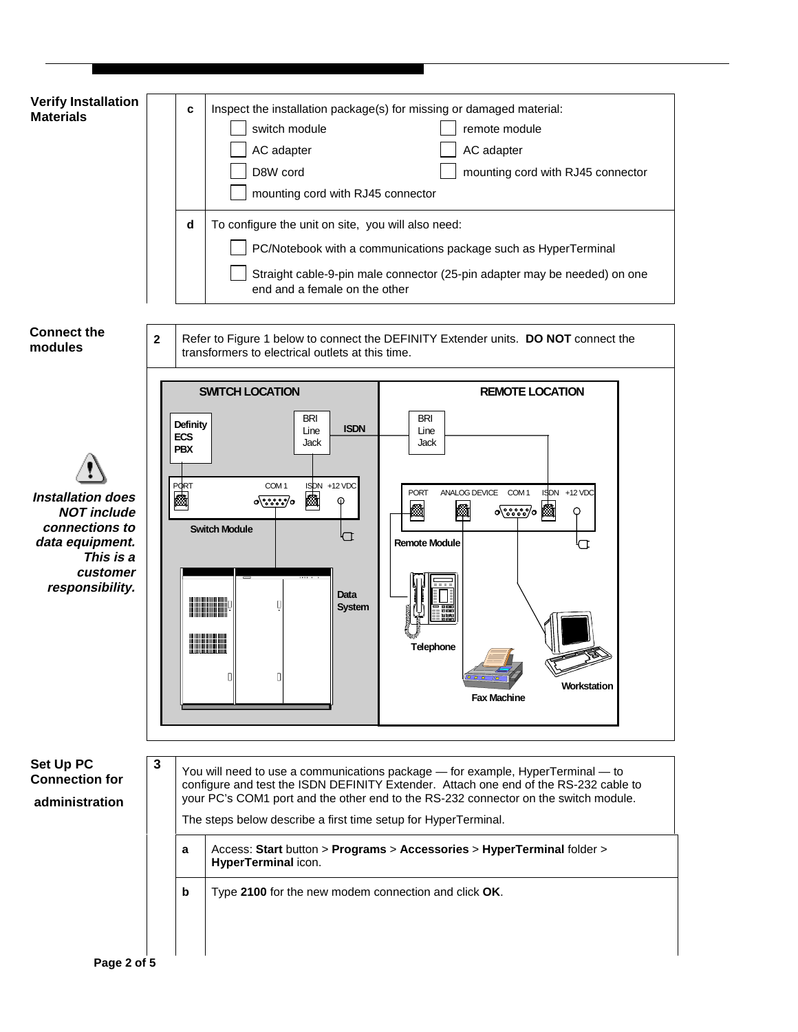## Verify Installation Materials

| | | |
|---|---|---|
| | **c** | Inspect the installation package(s) for missing or damaged material:<br>☐ switch module ☐ remote module<br>☐ AC adapter ☐ AC adapter<br>☐ D8W cord ☐ mounting cord with RJ45 connector<br>☐ mounting cord with RJ45 connector |
| | **d** | To configure the unit on site, you will also need:<br>☐ PC/Notebook with a communications package such as HyperTerminal<br>☐ Straight cable-9-pin male connector (25-pin adapter may be needed) on one end and a female on the other |

## Connect the modules

**2** Refer to Figure 1 below to connect the DEFINITY Extender units. **DO NOT** connect the transformers to electrical outlets at this time.

SWITCH LOCATION: Definity ECS PBX; BRI Line Jack; Switch Module (PORT, COM 1, ISDN, +12 VDC); Data System

ISDN

REMOTE LOCATION: BRI Line Jack; Remote Module (PORT, ANALOG DEVICE, COM 1, ISDN, +12 VDC); Telephone; Fax Machine; Workstation

***Installation does NOT include connections to data equipment. This is a customer responsibility.***

## Set Up PC Connection for administration

**3** You will need to use a communications package — for example, HyperTerminal — to configure and test the ISDN DEFINITY Extender. Attach one end of the RS-232 cable to your PC's COM1 port and the other end to the RS-232 connector on the switch module.

The steps below describe a first time setup for HyperTerminal.

| | |
|---|---|
| **a** | Access: **Start** button > **Programs** > **Accessories** > **HyperTerminal** folder > **HyperTerminal** icon. |
| **b** | Type **2100** for the new modem connection and click **OK**. |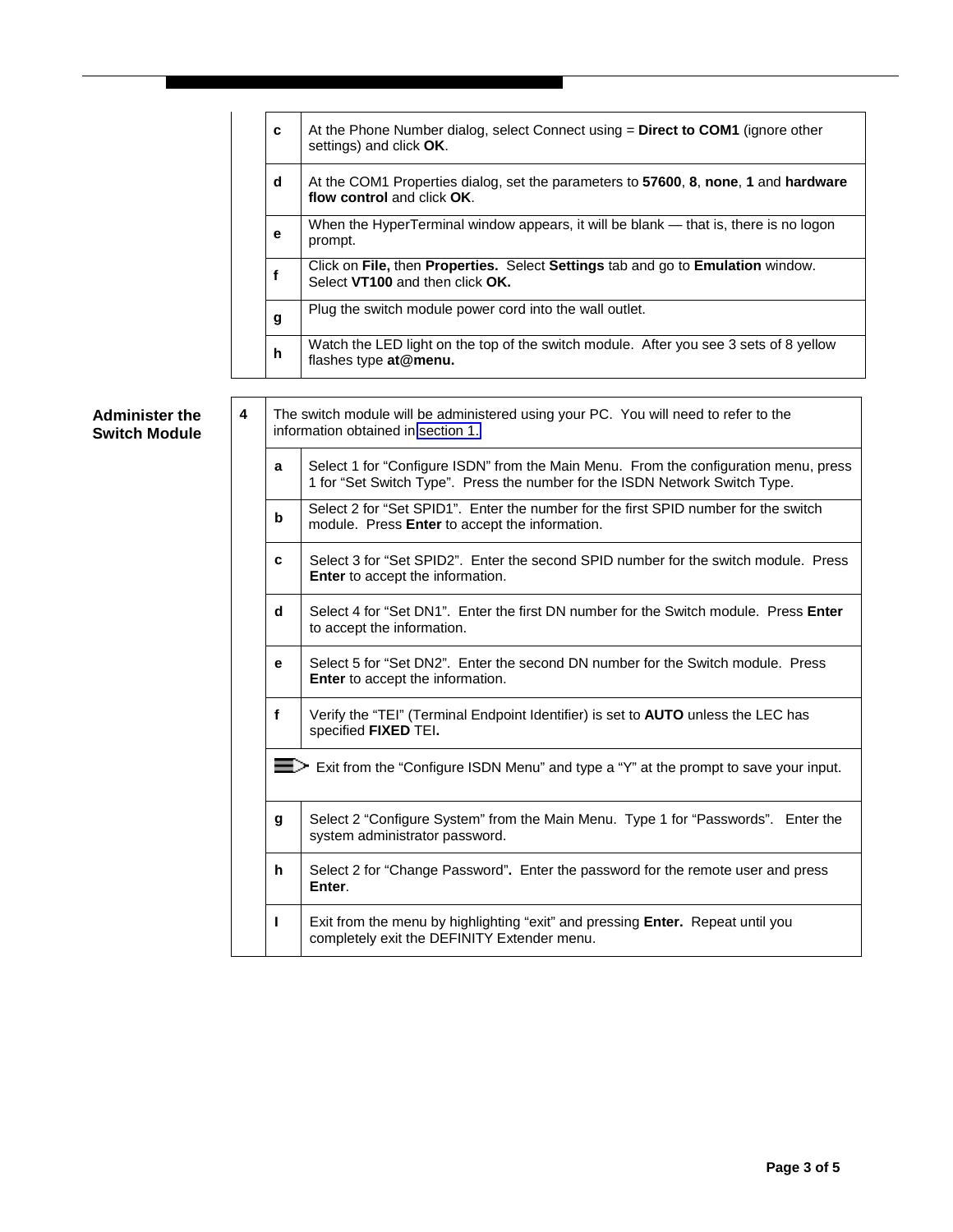| | |
|---|---|
| **c** | At the Phone Number dialog, select Connect using = **Direct to COM1** (ignore other settings) and click **OK**. |
| **d** | At the COM1 Properties dialog, set the parameters to **57600**, **8**, **none**, **1** and **hardware flow control** and click **OK**. |
| **e** | When the HyperTerminal window appears, it will be blank — that is, there is no logon prompt. |
| **f** | Click on **File,** then **Properties.** Select **Settings** tab and go to **Emulation** window. Select **VT100** and then click **OK.** |
| **g** | Plug the switch module power cord into the wall outlet. |
| **h** | Watch the LED light on the top of the switch module. After you see 3 sets of 8 yellow flashes type **at@menu.** |

**Administer the Switch Module**

| **4** | The switch module will be administered using your PC. You will need to refer to the information obtained in section 1. |
|---|---|
| **a** | Select 1 for "Configure ISDN" from the Main Menu. From the configuration menu, press 1 for "Set Switch Type". Press the number for the ISDN Network Switch Type. |
| **b** | Select 2 for "Set SPID1". Enter the number for the first SPID number for the switch module. Press **Enter** to accept the information. |
| **c** | Select 3 for "Set SPID2". Enter the second SPID number for the switch module. Press **Enter** to accept the information. |
| **d** | Select 4 for "Set DN1". Enter the first DN number for the Switch module. Press **Enter** to accept the information. |
| **e** | Select 5 for "Set DN2". Enter the second DN number for the Switch module. Press **Enter** to accept the information. |
| **f** | Verify the "TEI" (Terminal Endpoint Identifier) is set to **AUTO** unless the LEC has specified **FIXED** TEI**.** |
| | Exit from the "Configure ISDN Menu" and type a "Y" at the prompt to save your input. |
| **g** | Select 2 "Configure System" from the Main Menu. Type 1 for "Passwords". Enter the system administrator password. |
| **h** | Select 2 for "Change Password"**.** Enter the password for the remote user and press **Enter**. |
| **I** | Exit from the menu by highlighting "exit" and pressing **Enter.** Repeat until you completely exit the DEFINITY Extender menu. |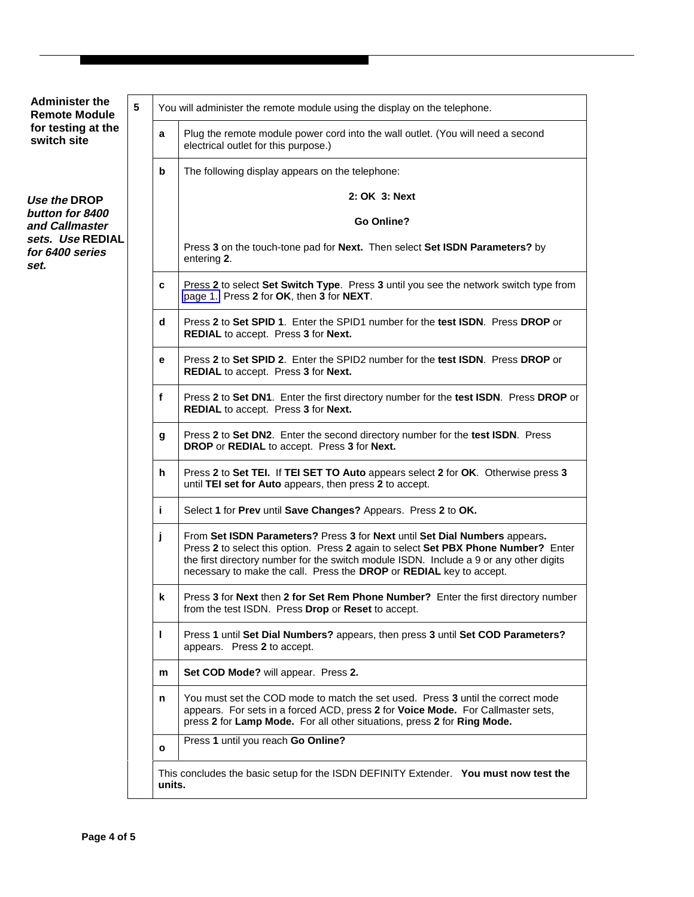**Administer the Remote Module for testing at the switch site**

***Use the* DROP *button for 8400 and Callmaster sets. Use* REDIAL *for 6400 series set.***

| 5 | | You will administer the remote module using the display on the telephone. |
|---|---|---|
| | a | Plug the remote module power cord into the wall outlet. (You will need a second electrical outlet for this purpose.) |
| | b | The following display appears on the telephone:<br><br>**2: OK 3: Next**<br><br>**Go Online?**<br><br>Press **3** on the touch-tone pad for **Next.** Then select **Set ISDN Parameters?** by entering **2**. |
| | c | Press **2** to select **Set Switch Type**. Press **3** until you see the network switch type from page 1. Press **2** for **OK**, then **3** for **NEXT**. |
| | d | Press **2** to **Set SPID 1**. Enter the SPID1 number for the **test ISDN**. Press **DROP** or **REDIAL** to accept. Press **3** for **Next.** |
| | e | Press **2** to **Set SPID 2**. Enter the SPID2 number for the **test ISDN**. Press **DROP** or **REDIAL** to accept. Press **3** for **Next.** |
| | f | Press **2** to **Set DN1**. Enter the first directory number for the **test ISDN**. Press **DROP** or **REDIAL** to accept. Press **3** for **Next.** |
| | g | Press **2** to **Set DN2**. Enter the second directory number for the **test ISDN**. Press **DROP** or **REDIAL** to accept. Press **3** for **Next.** |
| | h | Press **2** to **Set TEI.** If **TEI SET TO Auto** appears select **2** for **OK**. Otherwise press **3** until **TEI set for Auto** appears, then press **2** to accept. |
| | i | Select **1** for **Prev** until **Save Changes?** Appears. Press **2** to **OK.** |
| | j | From **Set ISDN Parameters?** Press **3** for **Next** until **Set Dial Numbers** appears**.** Press **2** to select this option. Press **2** again to select **Set PBX Phone Number?** Enter the first directory number for the switch module ISDN. Include a 9 or any other digits necessary to make the call. Press the **DROP** or **REDIAL** key to accept. |
| | k | Press **3** for **Next** then **2 for Set Rem Phone Number?** Enter the first directory number from the test ISDN. Press **Drop** or **Reset** to accept. |
| | l | Press **1** until **Set Dial Numbers?** appears, then press **3** until **Set COD Parameters?** appears. Press **2** to accept. |
| | m | **Set COD Mode?** will appear. Press **2.** |
| | n | You must set the COD mode to match the set used. Press **3** until the correct mode appears. For sets in a forced ACD, press **2** for **Voice Mode.** For Callmaster sets, press **2** for **Lamp Mode.** For all other situations, press **2** for **Ring Mode.** |
| | o | Press **1** until you reach **Go Online?** |
| | | This concludes the basic setup for the ISDN DEFINITY Extender. **You must now test the units.** |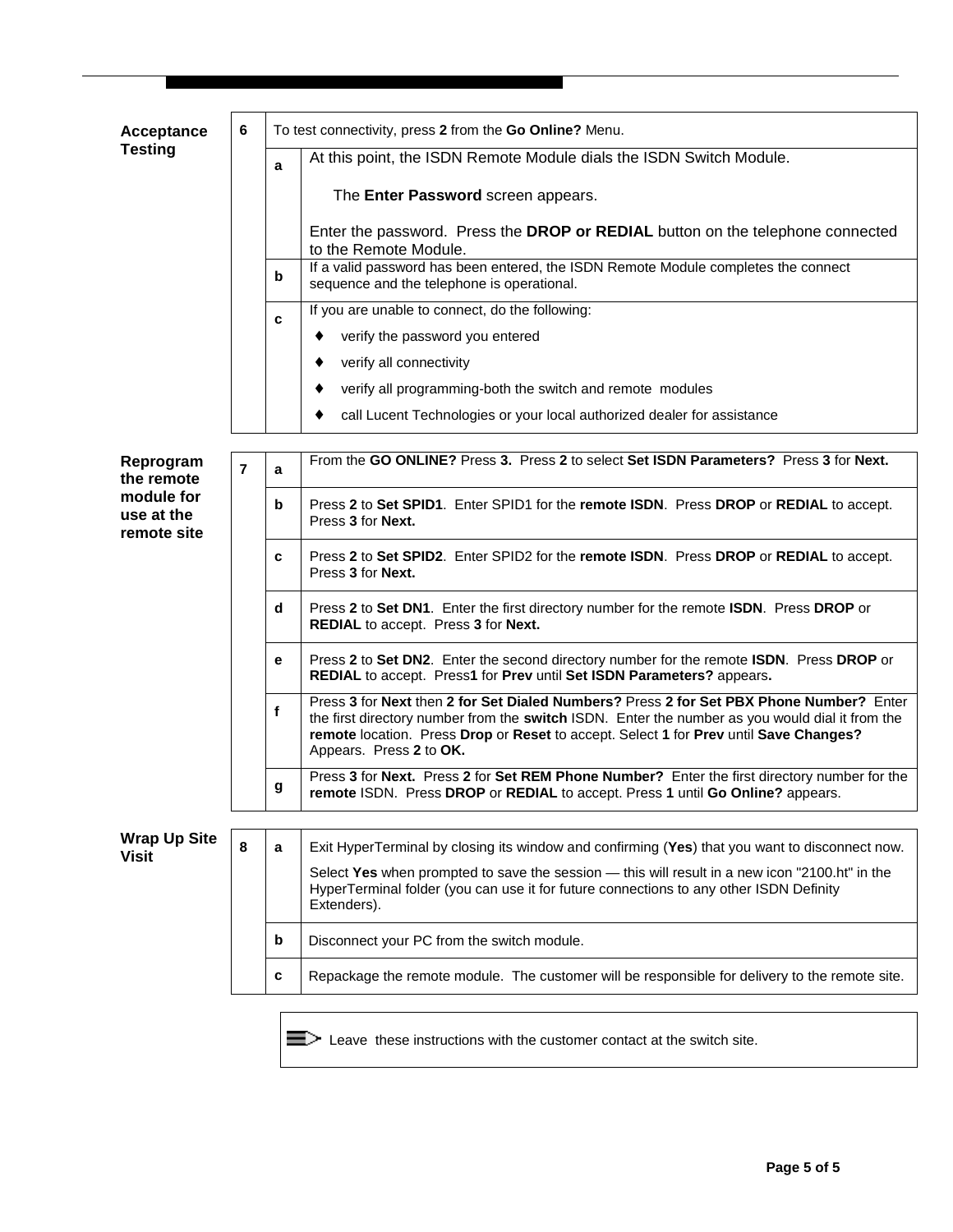## Acceptance Testing

| | | |
|---|---|---|
| **6** | | To test connectivity, press **2** from the **Go Online?** Menu. |
| | **a** | At this point, the ISDN Remote Module dials the ISDN Switch Module.<br><br>The **Enter Password** screen appears.<br><br>Enter the password. Press the **DROP or REDIAL** button on the telephone connected to the Remote Module. |
| | **b** | If a valid password has been entered, the ISDN Remote Module completes the connect sequence and the telephone is operational. |
| | **c** | If you are unable to connect, do the following:<br>♦ verify the password you entered<br>♦ verify all connectivity<br>♦ verify all programming-both the switch and remote modules<br>♦ call Lucent Technologies or your local authorized dealer for assistance |

## Reprogram the remote module for use at the remote site

| | | |
|---|---|---|
| **7** | **a** | From the **GO ONLINE?** Press **3.** Press **2** to select **Set ISDN Parameters?** Press **3** for **Next.** |
| | **b** | Press **2** to **Set SPID1**. Enter SPID1 for the **remote ISDN**. Press **DROP** or **REDIAL** to accept. Press **3** for **Next.** |
| | **c** | Press **2** to **Set SPID2**. Enter SPID2 for the **remote ISDN**. Press **DROP** or **REDIAL** to accept. Press **3** for **Next.** |
| | **d** | Press **2** to **Set DN1**. Enter the first directory number for the remote **ISDN**. Press **DROP** or **REDIAL** to accept. Press **3** for **Next.** |
| | **e** | Press **2** to **Set DN2**. Enter the second directory number for the remote **ISDN**. Press **DROP** or **REDIAL** to accept. Press**1** for **Prev** until **Set ISDN Parameters?** appears**.** |
| | **f** | Press **3** for **Next** then **2 for Set Dialed Numbers?** Press **2 for Set PBX Phone Number?** Enter the first directory number from the **switch** ISDN. Enter the number as you would dial it from the **remote** location. Press **Drop** or **Reset** to accept. Select **1** for **Prev** until **Save Changes?** Appears. Press **2** to **OK.** |
| | **g** | Press **3** for **Next.** Press **2** for **Set REM Phone Number?** Enter the first directory number for the **remote** ISDN. Press **DROP** or **REDIAL** to accept. Press **1** until **Go Online?** appears. |

## Wrap Up Site Visit

| | | |
|---|---|---|
| **8** | **a** | Exit HyperTerminal by closing its window and confirming (**Yes**) that you want to disconnect now.<br><br>Select **Yes** when prompted to save the session — this will result in a new icon "2100.ht" in the HyperTerminal folder (you can use it for future connections to any other ISDN Definity Extenders). |
| | **b** | Disconnect your PC from the switch module. |
| | **c** | Repackage the remote module. The customer will be responsible for delivery to the remote site. |

Leave these instructions with the customer contact at the switch site.